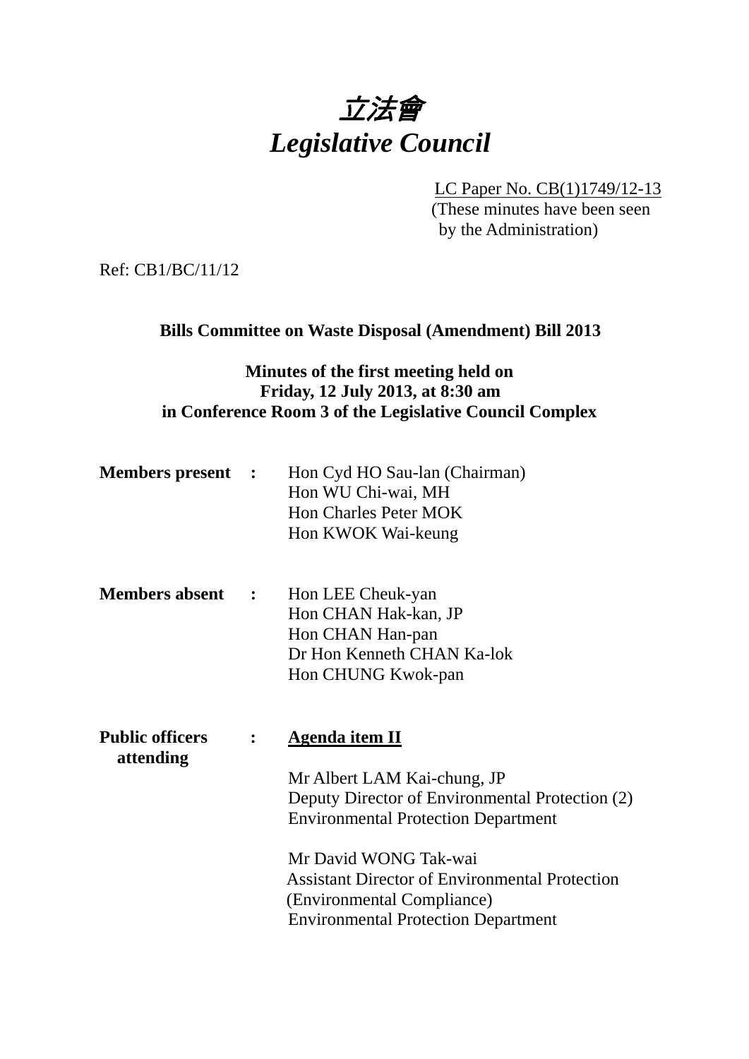# *立法會*
# *Legislative Council*

LC Paper No. CB(1)1749/12-13
(These minutes have been seen by the Administration)

Ref: CB1/BC/11/12

**Bills Committee on Waste Disposal (Amendment) Bill 2013**

**Minutes of the first meeting held on Friday, 12 July 2013, at 8:30 am in Conference Room 3 of the Legislative Council Complex**

**Members present :**
Hon Cyd HO Sau-lan (Chairman)
Hon WU Chi-wai, MH
Hon Charles Peter MOK
Hon KWOK Wai-keung

**Members absent :**
Hon LEE Cheuk-yan
Hon CHAN Hak-kan, JP
Hon CHAN Han-pan
Dr Hon Kenneth CHAN Ka-lok
Hon CHUNG Kwok-pan

**Public officers attending :**

**Agenda item II**

Mr Albert LAM Kai-chung, JP
Deputy Director of Environmental Protection (2)
Environmental Protection Department

Mr David WONG Tak-wai
Assistant Director of Environmental Protection (Environmental Compliance)
Environmental Protection Department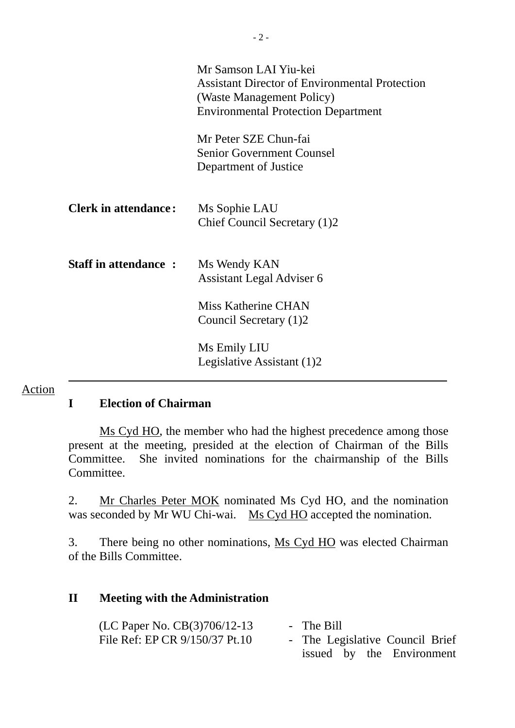Mr Samson LAI Yiu-kei
Assistant Director of Environmental Protection
(Waste Management Policy)
Environmental Protection Department

Mr Peter SZE Chun-fai
Senior Government Counsel
Department of Justice

**Clerk in attendance:** Ms Sophie LAU
Chief Council Secretary (1)2

**Staff in attendance :** Ms Wendy KAN
Assistant Legal Adviser 6

Miss Katherine CHAN
Council Secretary (1)2

Ms Emily LIU
Legislative Assistant (1)2

---

Action

## I Election of Chairman

Ms Cyd HO, the member who had the highest precedence among those present at the meeting, presided at the election of Chairman of the Bills Committee. She invited nominations for the chairmanship of the Bills Committee.

2. Mr Charles Peter MOK nominated Ms Cyd HO, and the nomination was seconded by Mr WU Chi-wai. Ms Cyd HO accepted the nomination.

3. There being no other nominations, Ms Cyd HO was elected Chairman of the Bills Committee.

## II Meeting with the Administration

(LC Paper No. CB(3)706/12-13 - The Bill
File Ref: EP CR 9/150/37 Pt.10 - The Legislative Council Brief issued by the Environment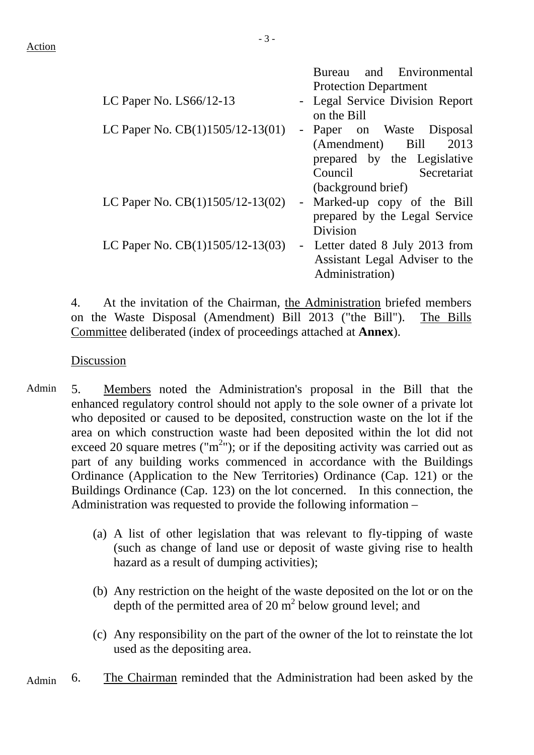Action

| | | |
|---|---|---|
| | | Bureau and Environmental Protection Department |
| LC Paper No. LS66/12-13 | - | Legal Service Division Report on the Bill |
| LC Paper No. CB(1)1505/12-13(01) | - | Paper on Waste Disposal (Amendment) Bill 2013 prepared by the Legislative Council Secretariat (background brief) |
| LC Paper No. CB(1)1505/12-13(02) | - | Marked-up copy of the Bill prepared by the Legal Service Division |
| LC Paper No. CB(1)1505/12-13(03) | - | Letter dated 8 July 2013 from Assistant Legal Adviser to the Administration) |

4. At the invitation of the Chairman, the Administration briefed members on the Waste Disposal (Amendment) Bill 2013 ("the Bill"). The Bills Committee deliberated (index of proceedings attached at **Annex**).

Discussion

Admin

5. Members noted the Administration's proposal in the Bill that the enhanced regulatory control should not apply to the sole owner of a private lot who deposited or caused to be deposited, construction waste on the lot if the area on which construction waste had been deposited within the lot did not exceed 20 square metres ("$m^2$"); or if the depositing activity was carried out as part of any building works commenced in accordance with the Buildings Ordinance (Application to the New Territories) Ordinance (Cap. 121) or the Buildings Ordinance (Cap. 123) on the lot concerned. In this connection, the Administration was requested to provide the following information –

(a) A list of other legislation that was relevant to fly-tipping of waste (such as change of land use or deposit of waste giving rise to health hazard as a result of dumping activities);

(b) Any restriction on the height of the waste deposited on the lot or on the depth of the permitted area of 20 $m^2$ below ground level; and

(c) Any responsibility on the part of the owner of the lot to reinstate the lot used as the depositing area.

Admin

6. The Chairman reminded that the Administration had been asked by the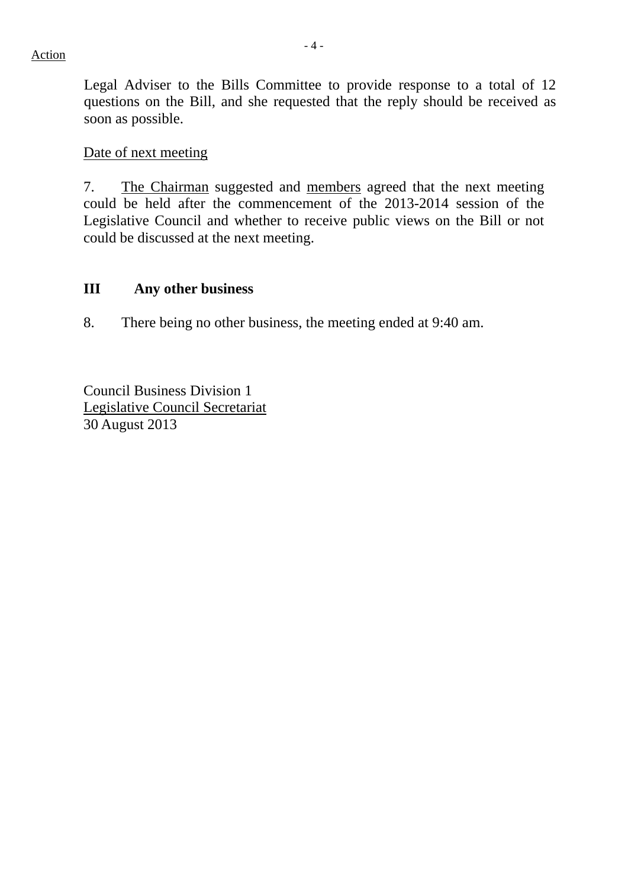Action

Legal Adviser to the Bills Committee to provide response to a total of 12 questions on the Bill, and she requested that the reply should be received as soon as possible.

Date of next meeting

7. The Chairman suggested and members agreed that the next meeting could be held after the commencement of the 2013-2014 session of the Legislative Council and whether to receive public views on the Bill or not could be discussed at the next meeting.

## III Any other business

8. There being no other business, the meeting ended at 9:40 am.

Council Business Division 1
Legislative Council Secretariat
30 August 2013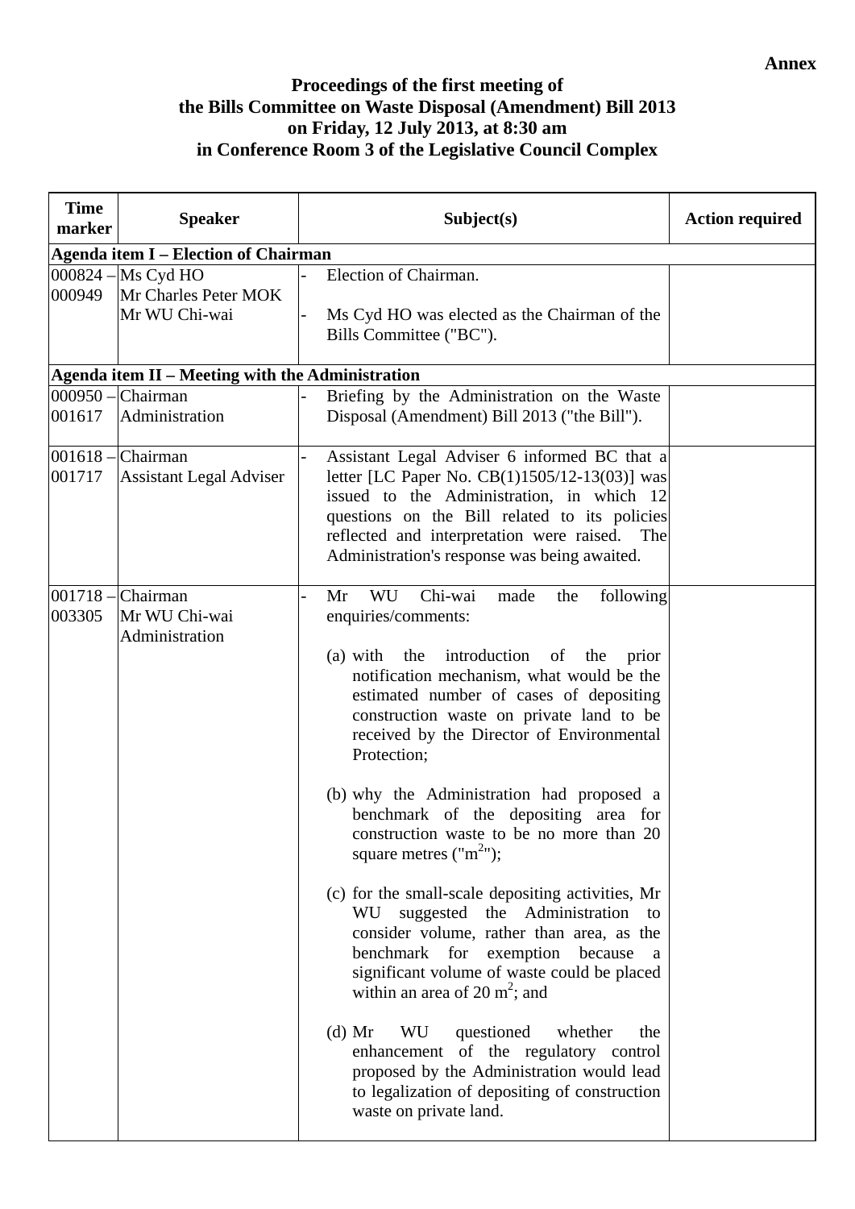**Annex**

# Proceedings of the first meeting of the Bills Committee on Waste Disposal (Amendment) Bill 2013 on Friday, 12 July 2013, at 8:30 am in Conference Room 3 of the Legislative Council Complex

| Time marker | Speaker | Subject(s) | Action required |
|---|---|---|---|
| **Agenda item I – Election of Chairman** | | | |
| 000824 – 000949 | Ms Cyd HO<br>Mr Charles Peter MOK<br>Mr WU Chi-wai | - Election of Chairman.<br><br>- Ms Cyd HO was elected as the Chairman of the Bills Committee ("BC"). | |
| **Agenda item II – Meeting with the Administration** | | | |
| 000950 – 001617 | Chairman<br>Administration | - Briefing by the Administration on the Waste Disposal (Amendment) Bill 2013 ("the Bill"). | |
| 001618 – 001717 | Chairman<br>Assistant Legal Adviser | - Assistant Legal Adviser 6 informed BC that a letter [LC Paper No. CB(1)1505/12-13(03)] was issued to the Administration, in which 12 questions on the Bill related to its policies reflected and interpretation were raised. The Administration's response was being awaited. | |
| 001718 – 003305 | Chairman<br>Mr WU Chi-wai<br>Administration | - Mr WU Chi-wai made the following enquiries/comments:<br><br>(a) with the introduction of the prior notification mechanism, what would be the estimated number of cases of depositing construction waste on private land to be received by the Director of Environmental Protection;<br><br>(b) why the Administration had proposed a benchmark of the depositing area for construction waste to be no more than 20 square metres ("$m^2$");<br><br>(c) for the small-scale depositing activities, Mr WU suggested the Administration to consider volume, rather than area, as the benchmark for exemption because a significant volume of waste could be placed within an area of 20 $m^2$; and<br><br>(d) Mr WU questioned whether the enhancement of the regulatory control proposed by the Administration would lead to legalization of depositing of construction waste on private land. | |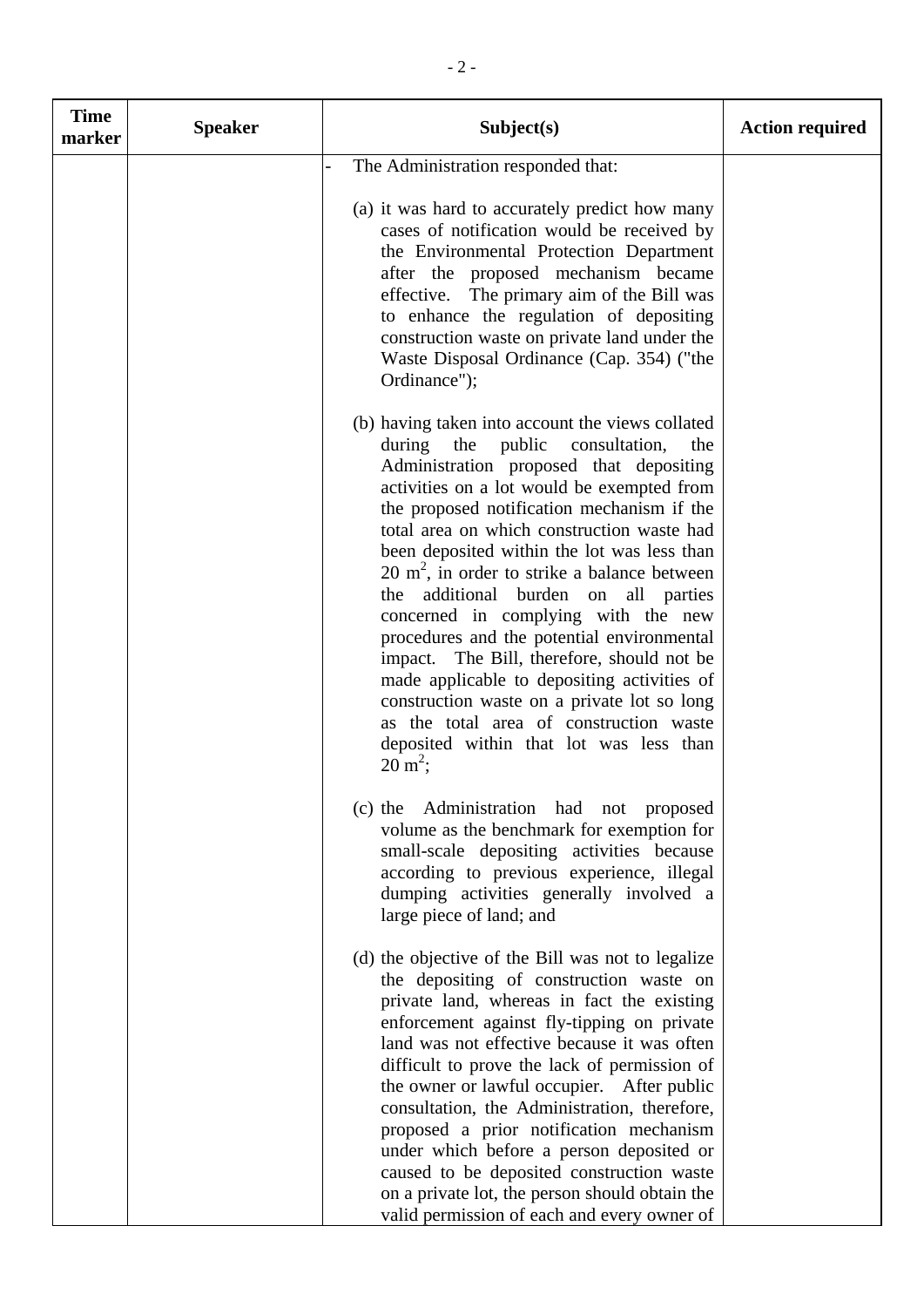| Time marker | Speaker | Subject(s) | Action required |
|---|---|---|---|
| | | - The Administration responded that:<br><br>(a) it was hard to accurately predict how many cases of notification would be received by the Environmental Protection Department after the proposed mechanism became effective. The primary aim of the Bill was to enhance the regulation of depositing construction waste on private land under the Waste Disposal Ordinance (Cap. 354) ("the Ordinance");<br><br>(b) having taken into account the views collated during the public consultation, the Administration proposed that depositing activities on a lot would be exempted from the proposed notification mechanism if the total area on which construction waste had been deposited within the lot was less than 20 $m^2$, in order to strike a balance between the additional burden on all parties concerned in complying with the new procedures and the potential environmental impact. The Bill, therefore, should not be made applicable to depositing activities of construction waste on a private lot so long as the total area of construction waste deposited within that lot was less than 20 $m^2$;<br><br>(c) the Administration had not proposed volume as the benchmark for exemption for small-scale depositing activities because according to previous experience, illegal dumping activities generally involved a large piece of land; and<br><br>(d) the objective of the Bill was not to legalize the depositing of construction waste on private land, whereas in fact the existing enforcement against fly-tipping on private land was not effective because it was often difficult to prove the lack of permission of the owner or lawful occupier. After public consultation, the Administration, therefore, proposed a prior notification mechanism under which before a person deposited or caused to be deposited construction waste on a private lot, the person should obtain the valid permission of each and every owner of | |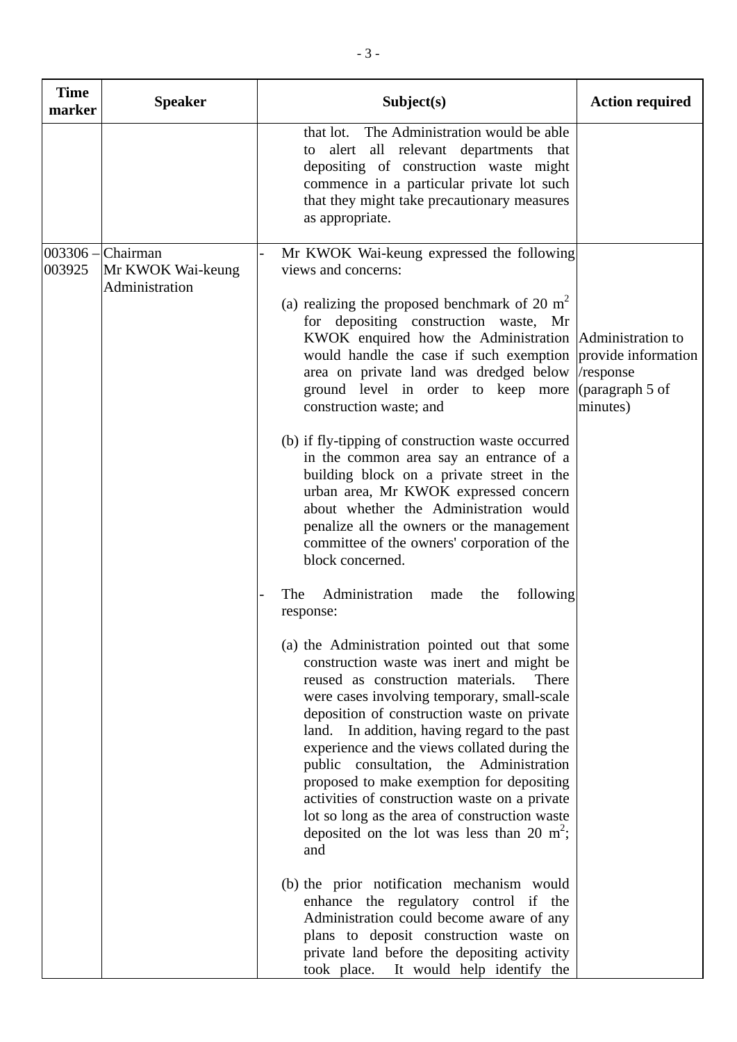| Time marker | Speaker | Subject(s) | Action required |
|---|---|---|---|
| | | that lot. The Administration would be able to alert all relevant departments that depositing of construction waste might commence in a particular private lot such that they might take precautionary measures as appropriate. | |
| 003306 – 003925 | Chairman<br>Mr KWOK Wai-keung<br>Administration | - Mr KWOK Wai-keung expressed the following views and concerns:<br><br>(a) realizing the proposed benchmark of 20 $m^2$ for depositing construction waste, Mr KWOK enquired how the Administration would handle the case if such exemption area on private land was dredged below ground level in order to keep more construction waste; and<br><br>(b) if fly-tipping of construction waste occurred in the common area say an entrance of a building block on a private street in the urban area, Mr KWOK expressed concern about whether the Administration would penalize all the owners or the management committee of the owners' corporation of the block concerned.<br><br>- The Administration made the following response:<br><br>(a) the Administration pointed out that some construction waste was inert and might be reused as construction materials. There were cases involving temporary, small-scale deposition of construction waste on private land. In addition, having regard to the past experience and the views collated during the public consultation, the Administration proposed to make exemption for depositing activities of construction waste on a private lot so long as the area of construction waste deposited on the lot was less than 20 $m^2$; and<br><br>(b) the prior notification mechanism would enhance the regulatory control if the Administration could become aware of any plans to deposit construction waste on private land before the depositing activity took place. It would help identify the | Administration to provide information /response (paragraph 5 of minutes) |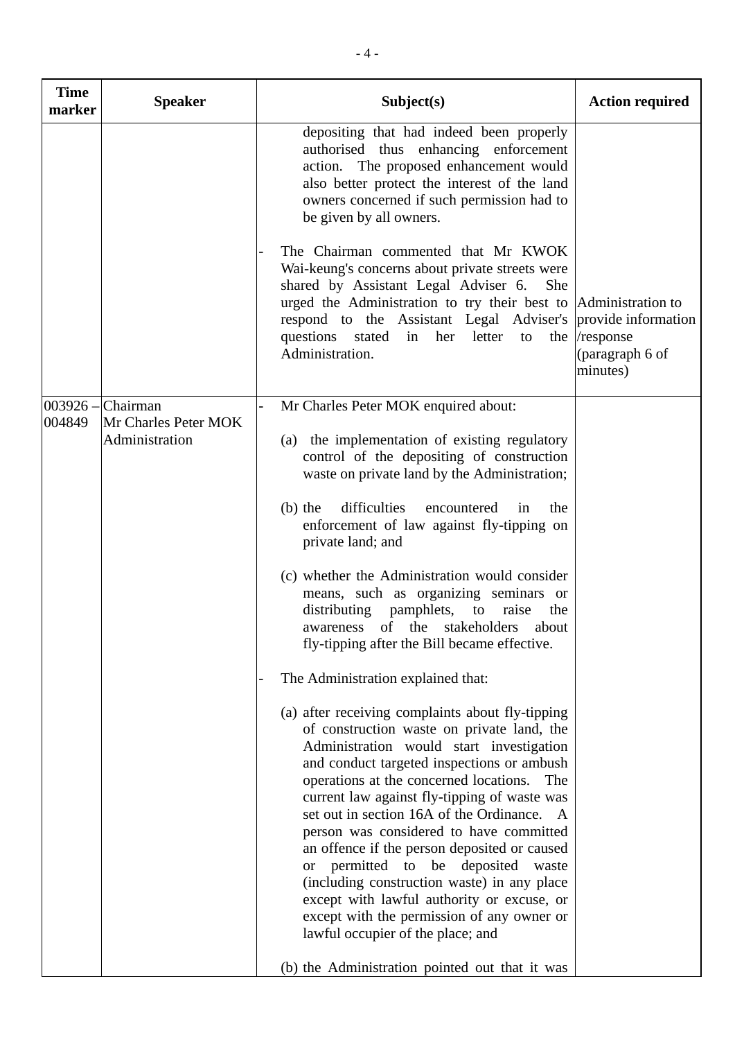| Time marker | Speaker | Subject(s) | Action required |
|---|---|---|---|
| | | depositing that had indeed been properly authorised thus enhancing enforcement action. The proposed enhancement would also better protect the interest of the land owners concerned if such permission had to be given by all owners.<br><br>- The Chairman commented that Mr KWOK Wai-keung's concerns about private streets were shared by Assistant Legal Adviser 6. She urged the Administration to try their best to respond to the Assistant Legal Adviser's questions stated in her letter to the Administration. | Administration to provide information /response (paragraph 6 of minutes) |
| 003926 – 004849 | Chairman<br>Mr Charles Peter MOK<br>Administration | - Mr Charles Peter MOK enquired about:<br><br>(a) the implementation of existing regulatory control of the depositing of construction waste on private land by the Administration;<br><br>(b) the difficulties encountered in the enforcement of law against fly-tipping on private land; and<br><br>(c) whether the Administration would consider means, such as organizing seminars or distributing pamphlets, to raise the awareness of the stakeholders about fly-tipping after the Bill became effective.<br><br>- The Administration explained that:<br><br>(a) after receiving complaints about fly-tipping of construction waste on private land, the Administration would start investigation and conduct targeted inspections or ambush operations at the concerned locations. The current law against fly-tipping of waste was set out in section 16A of the Ordinance. A person was considered to have committed an offence if the person deposited or caused or permitted to be deposited waste (including construction waste) in any place except with lawful authority or excuse, or except with the permission of any owner or lawful occupier of the place; and<br><br>(b) the Administration pointed out that it was | |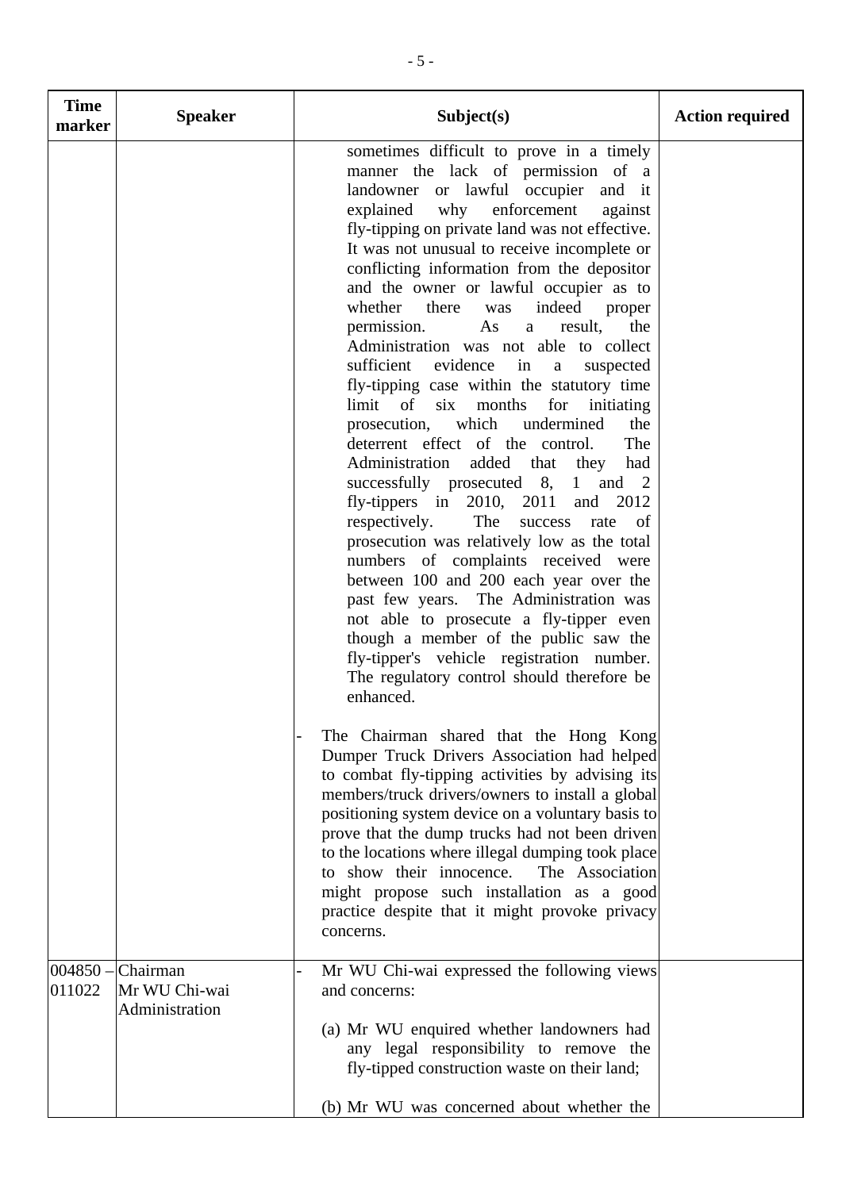| Time marker | Speaker | Subject(s) | Action required |
|---|---|---|---|
| | | sometimes difficult to prove in a timely manner the lack of permission of a landowner or lawful occupier and it explained why enforcement against fly-tipping on private land was not effective. It was not unusual to receive incomplete or conflicting information from the depositor and the owner or lawful occupier as to whether there was indeed proper permission. As a result, the Administration was not able to collect sufficient evidence in a suspected fly-tipping case within the statutory time limit of six months for initiating prosecution, which undermined the deterrent effect of the control. The Administration added that they had successfully prosecuted 8, 1 and 2 fly-tippers in 2010, 2011 and 2012 respectively. The success rate of prosecution was relatively low as the total numbers of complaints received were between 100 and 200 each year over the past few years. The Administration was not able to prosecute a fly-tipper even though a member of the public saw the fly-tipper's vehicle registration number. The regulatory control should therefore be enhanced.<br><br>- The Chairman shared that the Hong Kong Dumper Truck Drivers Association had helped to combat fly-tipping activities by advising its members/truck drivers/owners to install a global positioning system device on a voluntary basis to prove that the dump trucks had not been driven to the locations where illegal dumping took place to show their innocence. The Association might propose such installation as a good practice despite that it might provoke privacy concerns. | |
| 004850 – 011022 | Chairman<br>Mr WU Chi-wai<br>Administration | - Mr WU Chi-wai expressed the following views and concerns:<br><br>(a) Mr WU enquired whether landowners had any legal responsibility to remove the fly-tipped construction waste on their land;<br><br>(b) Mr WU was concerned about whether the | |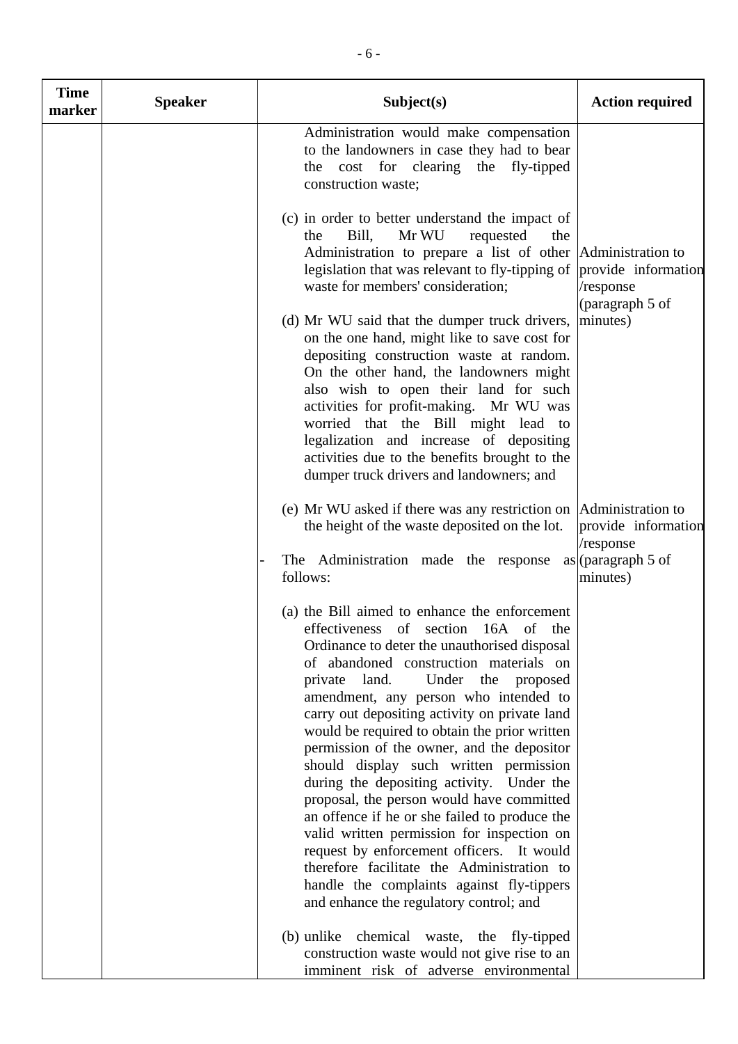| Time marker | Speaker | Subject(s) | Action required |
|---|---|---|---|
| | | Administration would make compensation to the landowners in case they had to bear the cost for clearing the fly-tipped construction waste;<br><br>(c) in order to better understand the impact of the Bill, Mr WU requested the Administration to prepare a list of other legislation that was relevant to fly-tipping of waste for members' consideration;<br><br>(d) Mr WU said that the dumper truck drivers, on the one hand, might like to save cost for depositing construction waste at random. On the other hand, the landowners might also wish to open their land for such activities for profit-making. Mr WU was worried that the Bill might lead to legalization and increase of depositing activities due to the benefits brought to the dumper truck drivers and landowners; and<br><br>(e) Mr WU asked if there was any restriction on the height of the waste deposited on the lot.<br><br>- The Administration made the response as follows:<br><br>(a) the Bill aimed to enhance the enforcement effectiveness of section 16A of the Ordinance to deter the unauthorised disposal of abandoned construction materials on private land. Under the proposed amendment, any person who intended to carry out depositing activity on private land would be required to obtain the prior written permission of the owner, and the depositor should display such written permission during the depositing activity. Under the proposal, the person would have committed an offence if he or she failed to produce the valid written permission for inspection on request by enforcement officers. It would therefore facilitate the Administration to handle the complaints against fly-tippers and enhance the regulatory control; and<br><br>(b) unlike chemical waste, the fly-tipped construction waste would not give rise to an imminent risk of adverse environmental | Administration to provide information /response (paragraph 5 of minutes)<br><br>Administration to provide information /response (paragraph 5 of minutes) |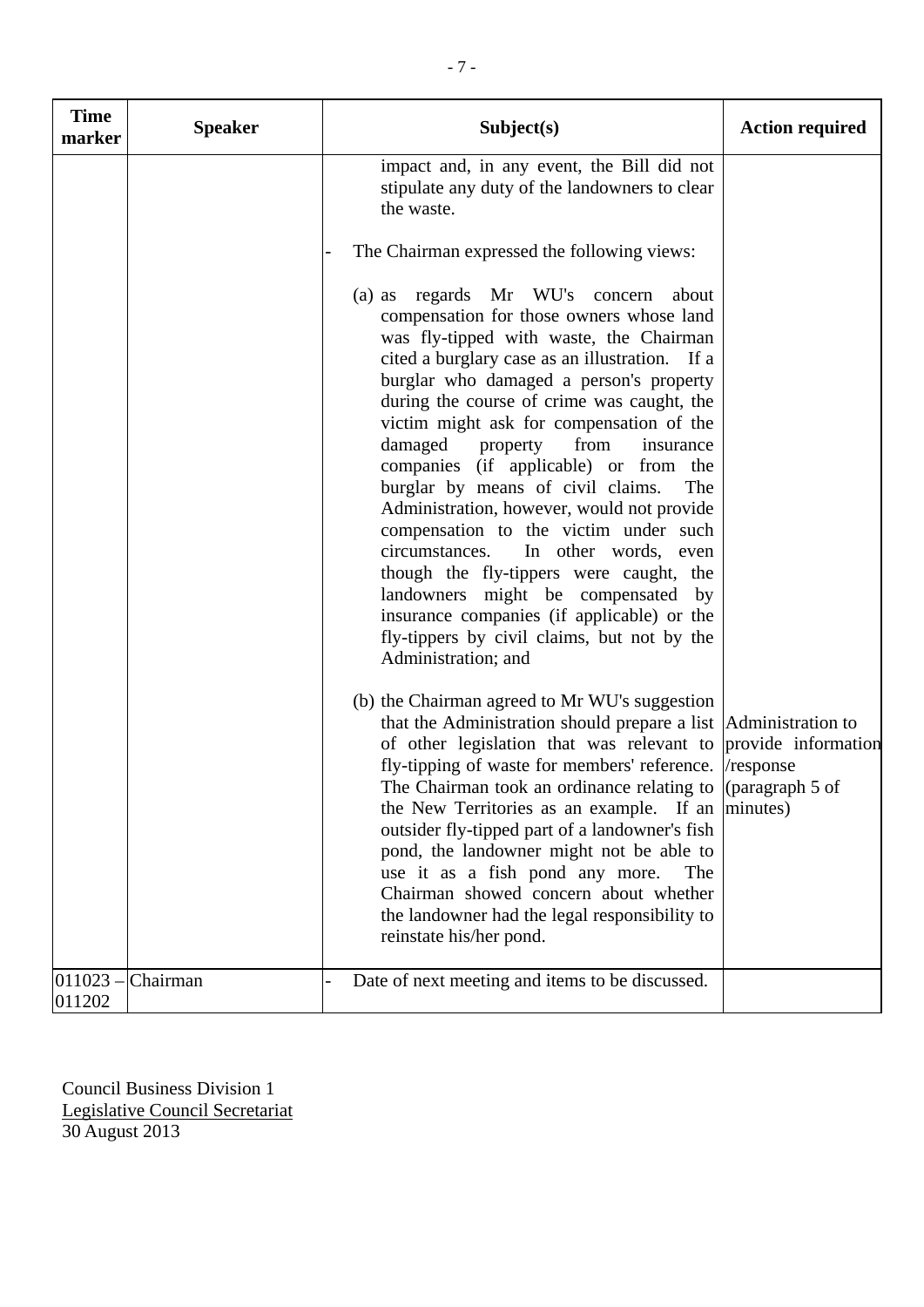| Time marker | Speaker | Subject(s) | Action required |
|---|---|---|---|
| | | impact and, in any event, the Bill did not stipulate any duty of the landowners to clear the waste.<br><br>- The Chairman expressed the following views:<br><br>(a) as regards Mr WU's concern about compensation for those owners whose land was fly-tipped with waste, the Chairman cited a burglary case as an illustration. If a burglar who damaged a person's property during the course of crime was caught, the victim might ask for compensation of the damaged property from insurance companies (if applicable) or from the burglar by means of civil claims. The Administration, however, would not provide compensation to the victim under such circumstances. In other words, even though the fly-tippers were caught, the landowners might be compensated by insurance companies (if applicable) or the fly-tippers by civil claims, but not by the Administration; and<br><br>(b) the Chairman agreed to Mr WU's suggestion that the Administration should prepare a list of other legislation that was relevant to fly-tipping of waste for members' reference. The Chairman took an ordinance relating to the New Territories as an example. If an outsider fly-tipped part of a landowner's fish pond, the landowner might not be able to use it as a fish pond any more. The Chairman showed concern about whether the landowner had the legal responsibility to reinstate his/her pond. | Administration to provide information /response (paragraph 5 of minutes) |
| 011023 – 011202 | Chairman | - Date of next meeting and items to be discussed. | |

Council Business Division 1
Legislative Council Secretariat
30 August 2013